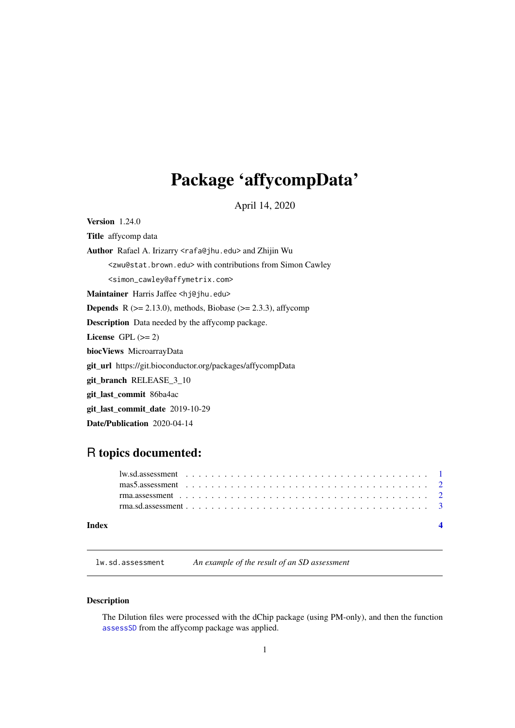# Package 'affycompData'

April 14, 2020

**Version** 1.24.0

**Title** affycomp data

**Author** Rafael A. Irizarry <rafa@jhu.edu> and Zhijin Wu <zwu@stat.brown.edu> with contributions from Simon Cawley <simon_cawley@affymetrix.com>

**Maintainer** Harris Jaffee <hj@jhu.edu>

**Depends** R (>= 2.13.0), methods, Biobase (>= 2.3.3), affycomp

**Description** Data needed by the affycomp package.

**License** GPL (>= 2)

**biocViews** MicroarrayData

**git_url** https://git.bioconductor.org/packages/affycompData

**git_branch** RELEASE_3_10

**git_last_commit** 86ba4ac

**git_last_commit_date** 2019-10-29

**Date/Publication** 2020-04-14

## R topics documented:

- lw.sd.assessment . . . . . . . . . . . . . . . . . . . . . . . . . . . . . . . . . . . . 1
- mas5.assessment . . . . . . . . . . . . . . . . . . . . . . . . . . . . . . . . . . . . 2
- rma.assessment . . . . . . . . . . . . . . . . . . . . . . . . . . . . . . . . . . . . . 2
- rma.sd.assessment . . . . . . . . . . . . . . . . . . . . . . . . . . . . . . . . . . . 3

**Index** **4**

---

`lw.sd.assessment` *An example of the result of an SD assessment*

---

### Description

The Dilution files were processed with the dChip package (using PM-only), and then the function `assessSD` from the affycomp package was applied.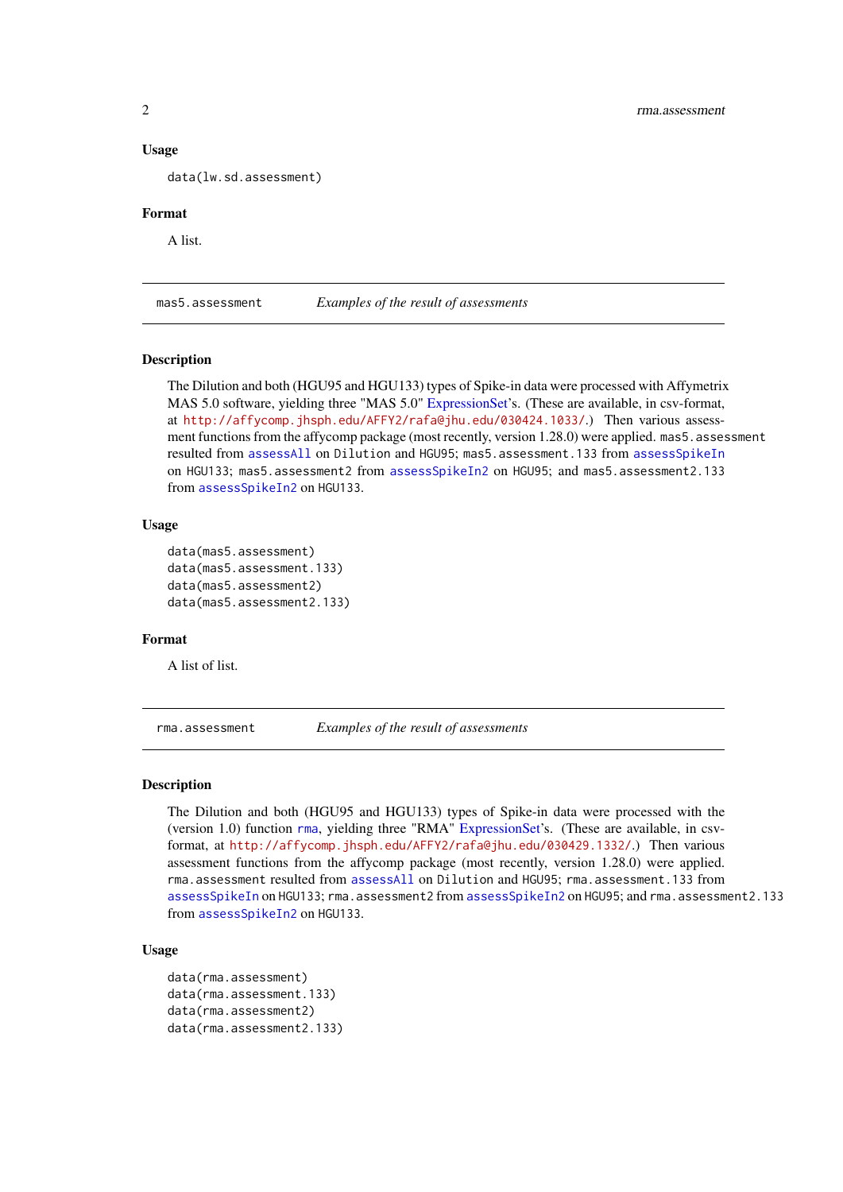### Usage

```
data(lw.sd.assessment)
```

### Format

A list.

---

## mas5.assessment — *Examples of the result of assessments*

### Description

The Dilution and both (HGU95 and HGU133) types of Spike-in data were processed with Affymetrix MAS 5.0 software, yielding three "MAS 5.0" ExpressionSet's. (These are available, in csv-format, at http://affycomp.jhsph.edu/AFFY2/rafa@jhu.edu/030424.1033/.) Then various assessment functions from the affycomp package (most recently, version 1.28.0) were applied. `mas5.assessment` resulted from `assessAll` on `Dilution` and `HGU95`; `mas5.assessment.133` from `assessSpikeIn` on `HGU133`; `mas5.assessment2` from `assessSpikeIn2` on `HGU95`; and `mas5.assessment2.133` from `assessSpikeIn2` on `HGU133`.

### Usage

```
data(mas5.assessment)
data(mas5.assessment.133)
data(mas5.assessment2)
data(mas5.assessment2.133)
```

### Format

A list of list.

---

## rma.assessment — *Examples of the result of assessments*

### Description

The Dilution and both (HGU95 and HGU133) types of Spike-in data were processed with the (version 1.0) function `rma`, yielding three "RMA" ExpressionSet's. (These are available, in csv-format, at http://affycomp.jhsph.edu/AFFY2/rafa@jhu.edu/030429.1332/.) Then various assessment functions from the affycomp package (most recently, version 1.28.0) were applied. `rma.assessment` resulted from `assessAll` on `Dilution` and `HGU95`; `rma.assessment.133` from `assessSpikeIn` on `HGU133`; `rma.assessment2` from `assessSpikeIn2` on `HGU95`; and `rma.assessment2.133` from `assessSpikeIn2` on `HGU133`.

### Usage

```
data(rma.assessment)
data(rma.assessment.133)
data(rma.assessment2)
data(rma.assessment2.133)
```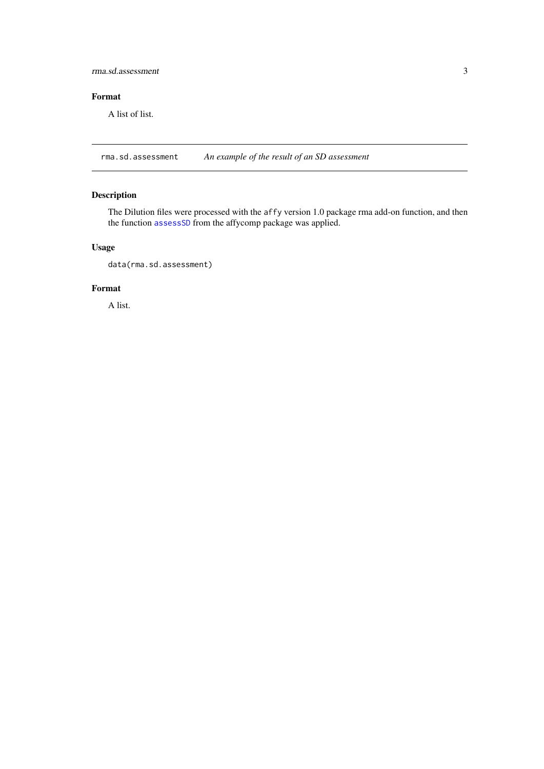## Format

A list of list.

---

rma.sd.assessment *An example of the result of an SD assessment*

---

## Description

The Dilution files were processed with the `affy` version 1.0 package rma add-on function, and then the function `assessSD` from the affycomp package was applied.

## Usage

```
data(rma.sd.assessment)
```

## Format

A list.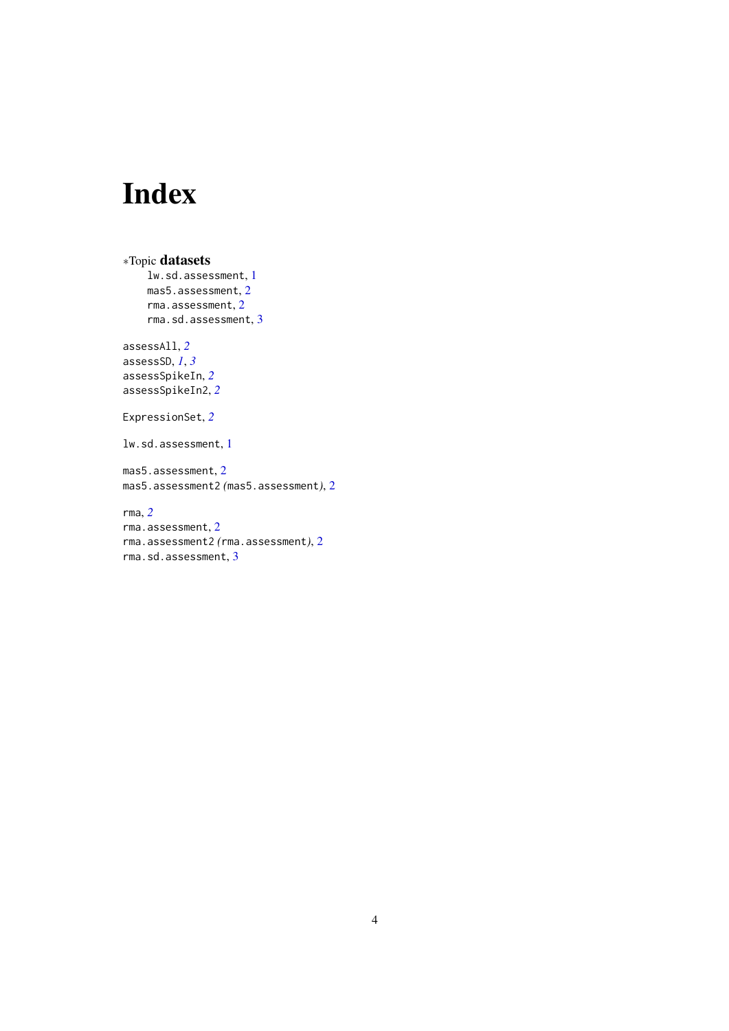# Index

*Topic **datasets**

- lw.sd.assessment, 1
- mas5.assessment, 2
- rma.assessment, 2
- rma.sd.assessment, 3

assessAll, *2*
assessSD, *1*, *3*
assessSpikeIn, *2*
assessSpikeIn2, *2*

ExpressionSet, *2*

lw.sd.assessment, 1

mas5.assessment, 2
mas5.assessment2 *(*mas5.assessment*)*, 2

rma, *2*
rma.assessment, 2
rma.assessment2 *(*rma.assessment*)*, 2
rma.sd.assessment, 3